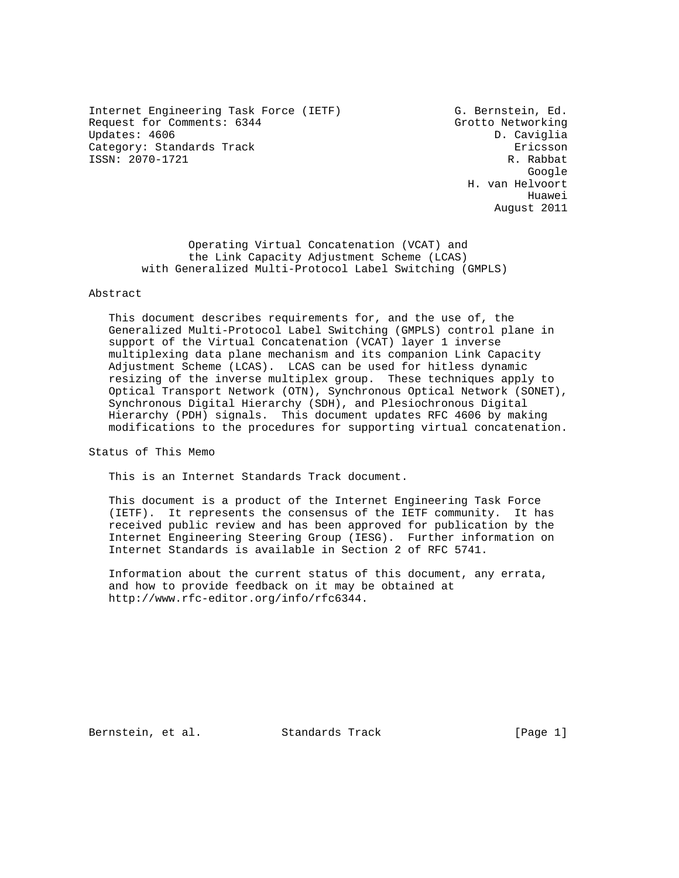Internet Engineering Task Force (IETF) G. Bernstein, Ed.
Request for Comments: 6344 Grotto Networking
Updates: 4606 D. Caviglia
Category: Standards Track Ericsson
ISSN: 2070-1721 R. Rabbat
Google
H. van Helvoort
Huawei
August 2011

# Operating Virtual Concatenation (VCAT) and the Link Capacity Adjustment Scheme (LCAS) with Generalized Multi-Protocol Label Switching (GMPLS)

## Abstract

This document describes requirements for, and the use of, the Generalized Multi-Protocol Label Switching (GMPLS) control plane in support of the Virtual Concatenation (VCAT) layer 1 inverse multiplexing data plane mechanism and its companion Link Capacity Adjustment Scheme (LCAS). LCAS can be used for hitless dynamic resizing of the inverse multiplex group. These techniques apply to Optical Transport Network (OTN), Synchronous Optical Network (SONET), Synchronous Digital Hierarchy (SDH), and Plesiochronous Digital Hierarchy (PDH) signals. This document updates RFC 4606 by making modifications to the procedures for supporting virtual concatenation.

## Status of This Memo

This is an Internet Standards Track document.

This document is a product of the Internet Engineering Task Force (IETF). It represents the consensus of the IETF community. It has received public review and has been approved for publication by the Internet Engineering Steering Group (IESG). Further information on Internet Standards is available in Section 2 of RFC 5741.

Information about the current status of this document, any errata, and how to provide feedback on it may be obtained at http://www.rfc-editor.org/info/rfc6344.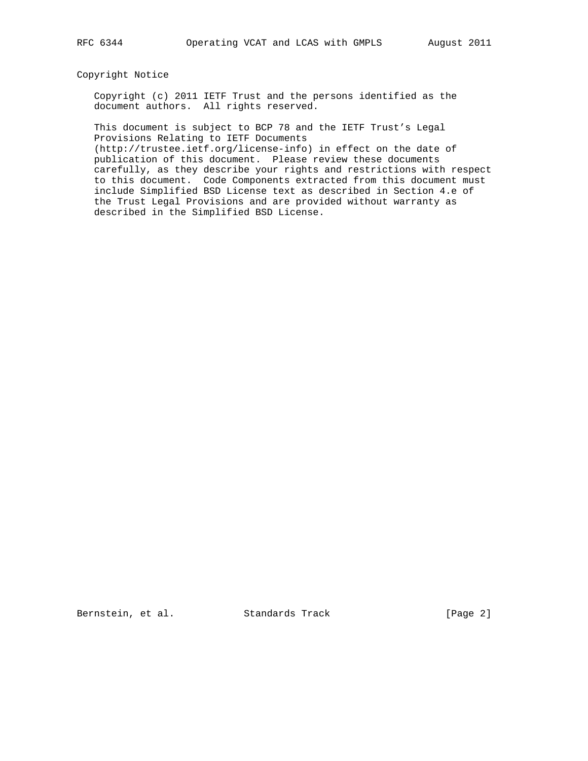## Copyright Notice

Copyright (c) 2011 IETF Trust and the persons identified as the document authors. All rights reserved.

This document is subject to BCP 78 and the IETF Trust’s Legal Provisions Relating to IETF Documents (http://trustee.ietf.org/license-info) in effect on the date of publication of this document. Please review these documents carefully, as they describe your rights and restrictions with respect to this document. Code Components extracted from this document must include Simplified BSD License text as described in Section 4.e of the Trust Legal Provisions and are provided without warranty as described in the Simplified BSD License.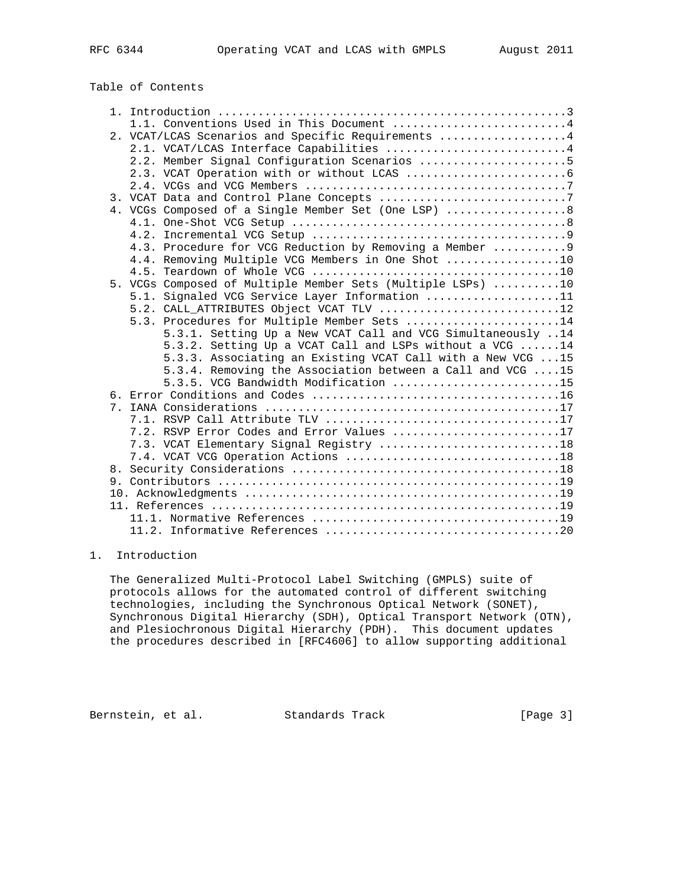Table of Contents

```
   1. Introduction ....................................................3
      1.1. Conventions Used in This Document ..........................4
   2. VCAT/LCAS Scenarios and Specific Requirements ...................4
      2.1. VCAT/LCAS Interface Capabilities ...........................4
      2.2. Member Signal Configuration Scenarios ......................5
      2.3. VCAT Operation with or without LCAS ........................6
      2.4. VCGs and VCG Members .......................................7
   3. VCAT Data and Control Plane Concepts ............................7
   4. VCGs Composed of a Single Member Set (One LSP) ..................8
      4.1. One-Shot VCG Setup .........................................8
      4.2. Incremental VCG Setup ......................................9
      4.3. Procedure for VCG Reduction by Removing a Member ...........9
      4.4. Removing Multiple VCG Members in One Shot .................10
      4.5. Teardown of Whole VCG .....................................10
   5. VCGs Composed of Multiple Member Sets (Multiple LSPs) ..........10
      5.1. Signaled VCG Service Layer Information ....................11
      5.2. CALL_ATTRIBUTES Object VCAT TLV ...........................12
      5.3. Procedures for Multiple Member Sets .......................14
           5.3.1. Setting Up a New VCAT Call and VCG Simultaneously ..14
           5.3.2. Setting Up a VCAT Call and LSPs without a VCG ......14
           5.3.3. Associating an Existing VCAT Call with a New VCG ...15
           5.3.4. Removing the Association between a Call and VCG ....15
           5.3.5. VCG Bandwidth Modification .........................15
   6. Error Conditions and Codes .....................................16
   7. IANA Considerations ............................................17
      7.1. RSVP Call Attribute TLV ...................................17
      7.2. RSVP Error Codes and Error Values .........................17
      7.3. VCAT Elementary Signal Registry ...........................18
      7.4. VCAT VCG Operation Actions ................................18
   8. Security Considerations ........................................18
   9. Contributors ...................................................19
   10. Acknowledgments ...............................................19
   11. References ....................................................19
      11.1. Normative References .....................................19
      11.2. Informative References ...................................20
```

# 1. Introduction

The Generalized Multi-Protocol Label Switching (GMPLS) suite of protocols allows for the automated control of different switching technologies, including the Synchronous Optical Network (SONET), Synchronous Digital Hierarchy (SDH), Optical Transport Network (OTN), and Plesiochronous Digital Hierarchy (PDH). This document updates the procedures described in [RFC4606] to allow supporting additional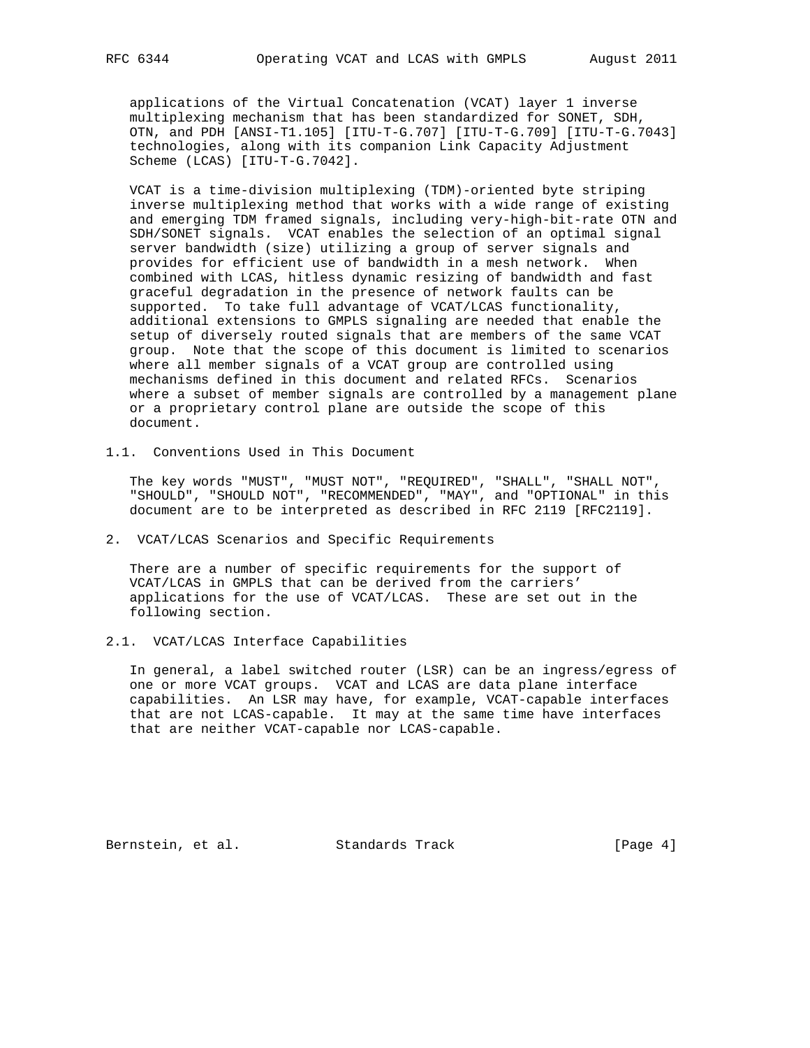applications of the Virtual Concatenation (VCAT) layer 1 inverse multiplexing mechanism that has been standardized for SONET, SDH, OTN, and PDH [ANSI-T1.105] [ITU-T-G.707] [ITU-T-G.709] [ITU-T-G.7043] technologies, along with its companion Link Capacity Adjustment Scheme (LCAS) [ITU-T-G.7042].

VCAT is a time-division multiplexing (TDM)-oriented byte striping inverse multiplexing method that works with a wide range of existing and emerging TDM framed signals, including very-high-bit-rate OTN and SDH/SONET signals. VCAT enables the selection of an optimal signal server bandwidth (size) utilizing a group of server signals and provides for efficient use of bandwidth in a mesh network. When combined with LCAS, hitless dynamic resizing of bandwidth and fast graceful degradation in the presence of network faults can be supported. To take full advantage of VCAT/LCAS functionality, additional extensions to GMPLS signaling are needed that enable the setup of diversely routed signals that are members of the same VCAT group. Note that the scope of this document is limited to scenarios where all member signals of a VCAT group are controlled using mechanisms defined in this document and related RFCs. Scenarios where a subset of member signals are controlled by a management plane or a proprietary control plane are outside the scope of this document.

### 1.1. Conventions Used in This Document

The key words "MUST", "MUST NOT", "REQUIRED", "SHALL", "SHALL NOT", "SHOULD", "SHOULD NOT", "RECOMMENDED", "MAY", and "OPTIONAL" in this document are to be interpreted as described in RFC 2119 [RFC2119].

## 2. VCAT/LCAS Scenarios and Specific Requirements

There are a number of specific requirements for the support of VCAT/LCAS in GMPLS that can be derived from the carriers' applications for the use of VCAT/LCAS. These are set out in the following section.

### 2.1. VCAT/LCAS Interface Capabilities

In general, a label switched router (LSR) can be an ingress/egress of one or more VCAT groups. VCAT and LCAS are data plane interface capabilities. An LSR may have, for example, VCAT-capable interfaces that are not LCAS-capable. It may at the same time have interfaces that are neither VCAT-capable nor LCAS-capable.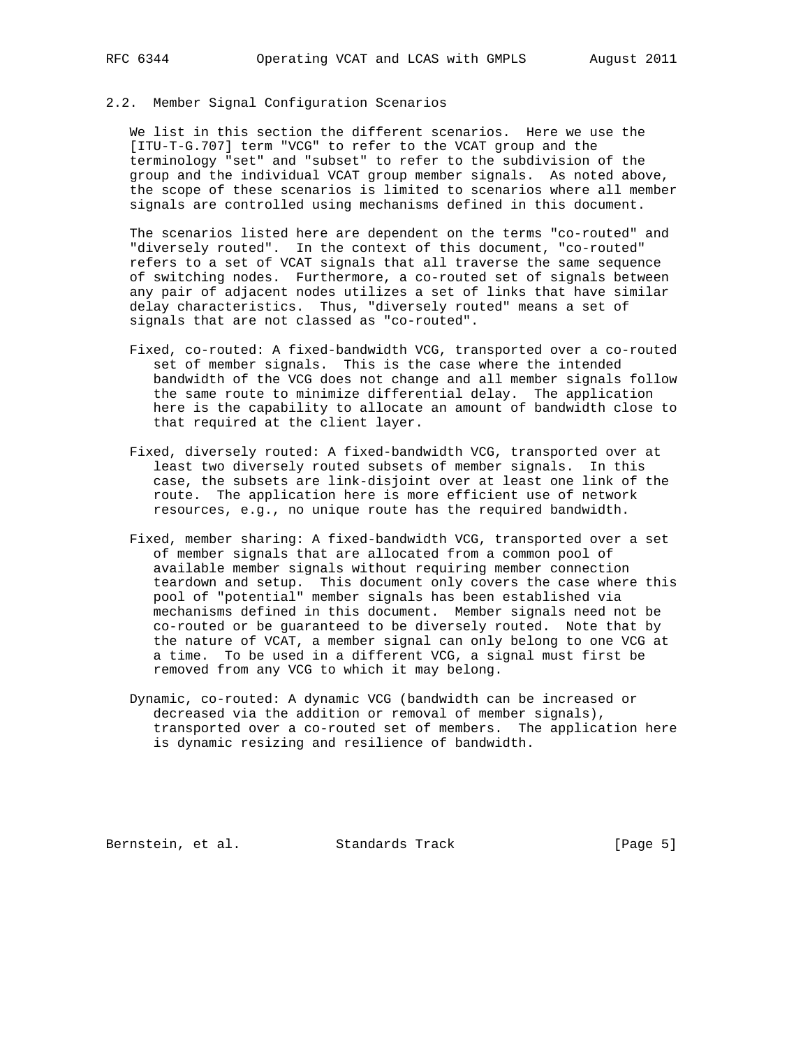### 2.2. Member Signal Configuration Scenarios

We list in this section the different scenarios. Here we use the [ITU-T-G.707] term "VCG" to refer to the VCAT group and the terminology "set" and "subset" to refer to the subdivision of the group and the individual VCAT group member signals. As noted above, the scope of these scenarios is limited to scenarios where all member signals are controlled using mechanisms defined in this document.

The scenarios listed here are dependent on the terms "co-routed" and "diversely routed". In the context of this document, "co-routed" refers to a set of VCAT signals that all traverse the same sequence of switching nodes. Furthermore, a co-routed set of signals between any pair of adjacent nodes utilizes a set of links that have similar delay characteristics. Thus, "diversely routed" means a set of signals that are not classed as "co-routed".

Fixed, co-routed: A fixed-bandwidth VCG, transported over a co-routed set of member signals. This is the case where the intended bandwidth of the VCG does not change and all member signals follow the same route to minimize differential delay. The application here is the capability to allocate an amount of bandwidth close to that required at the client layer.

Fixed, diversely routed: A fixed-bandwidth VCG, transported over at least two diversely routed subsets of member signals. In this case, the subsets are link-disjoint over at least one link of the route. The application here is more efficient use of network resources, e.g., no unique route has the required bandwidth.

Fixed, member sharing: A fixed-bandwidth VCG, transported over a set of member signals that are allocated from a common pool of available member signals without requiring member connection teardown and setup. This document only covers the case where this pool of "potential" member signals has been established via mechanisms defined in this document. Member signals need not be co-routed or be guaranteed to be diversely routed. Note that by the nature of VCAT, a member signal can only belong to one VCG at a time. To be used in a different VCG, a signal must first be removed from any VCG to which it may belong.

Dynamic, co-routed: A dynamic VCG (bandwidth can be increased or decreased via the addition or removal of member signals), transported over a co-routed set of members. The application here is dynamic resizing and resilience of bandwidth.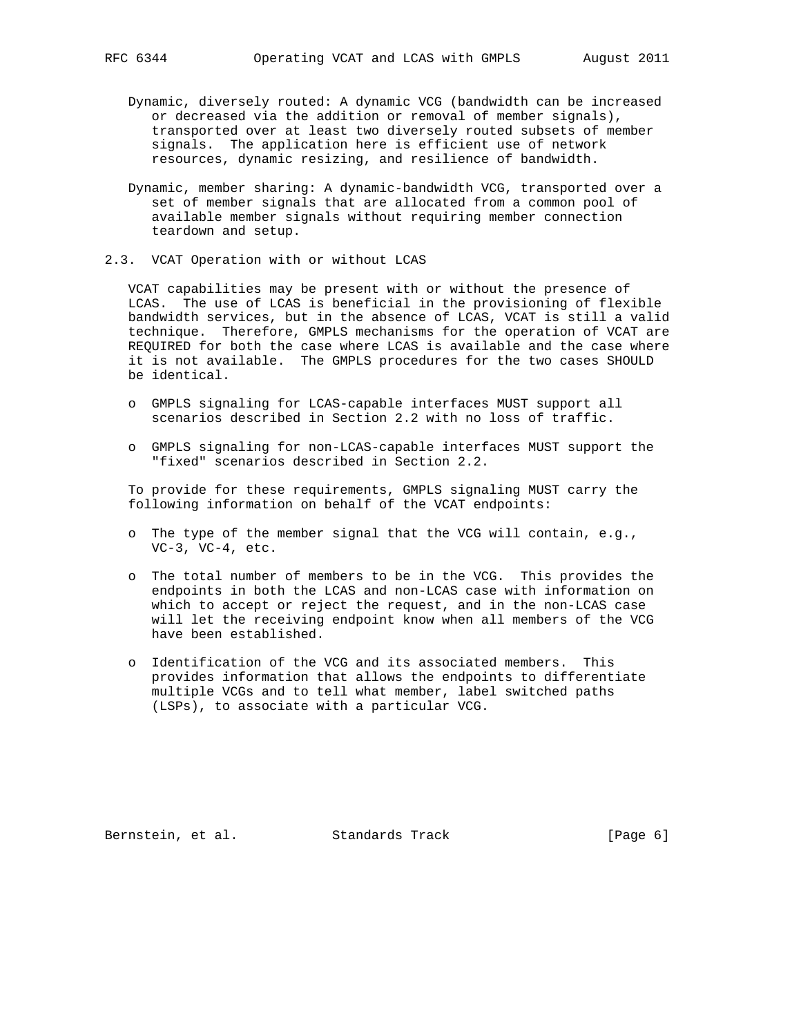Dynamic, diversely routed: A dynamic VCG (bandwidth can be increased or decreased via the addition or removal of member signals), transported over at least two diversely routed subsets of member signals. The application here is efficient use of network resources, dynamic resizing, and resilience of bandwidth.

Dynamic, member sharing: A dynamic-bandwidth VCG, transported over a set of member signals that are allocated from a common pool of available member signals without requiring member connection teardown and setup.

## 2.3. VCAT Operation with or without LCAS

VCAT capabilities may be present with or without the presence of LCAS. The use of LCAS is beneficial in the provisioning of flexible bandwidth services, but in the absence of LCAS, VCAT is still a valid technique. Therefore, GMPLS mechanisms for the operation of VCAT are REQUIRED for both the case where LCAS is available and the case where it is not available. The GMPLS procedures for the two cases SHOULD be identical.

- GMPLS signaling for LCAS-capable interfaces MUST support all scenarios described in Section 2.2 with no loss of traffic.
- GMPLS signaling for non-LCAS-capable interfaces MUST support the "fixed" scenarios described in Section 2.2.

To provide for these requirements, GMPLS signaling MUST carry the following information on behalf of the VCAT endpoints:

- The type of the member signal that the VCG will contain, e.g., VC-3, VC-4, etc.
- The total number of members to be in the VCG. This provides the endpoints in both the LCAS and non-LCAS case with information on which to accept or reject the request, and in the non-LCAS case will let the receiving endpoint know when all members of the VCG have been established.
- Identification of the VCG and its associated members. This provides information that allows the endpoints to differentiate multiple VCGs and to tell what member, label switched paths (LSPs), to associate with a particular VCG.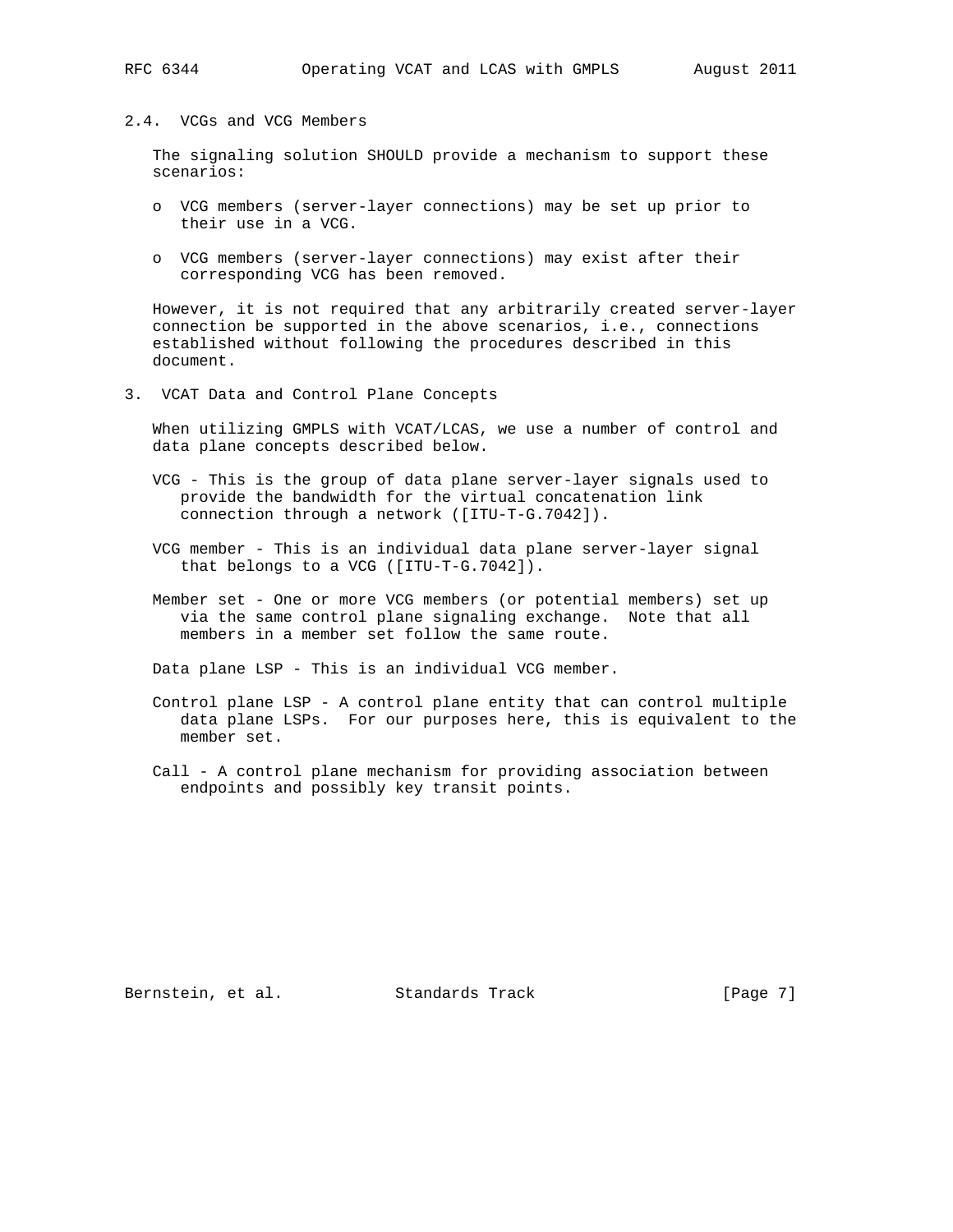### 2.4. VCGs and VCG Members

The signaling solution SHOULD provide a mechanism to support these scenarios:

- VCG members (server-layer connections) may be set up prior to their use in a VCG.
- VCG members (server-layer connections) may exist after their corresponding VCG has been removed.

However, it is not required that any arbitrarily created server-layer connection be supported in the above scenarios, i.e., connections established without following the procedures described in this document.

## 3. VCAT Data and Control Plane Concepts

When utilizing GMPLS with VCAT/LCAS, we use a number of control and data plane concepts described below.

VCG - This is the group of data plane server-layer signals used to provide the bandwidth for the virtual concatenation link connection through a network ([ITU-T-G.7042]).

VCG member - This is an individual data plane server-layer signal that belongs to a VCG ([ITU-T-G.7042]).

Member set - One or more VCG members (or potential members) set up via the same control plane signaling exchange. Note that all members in a member set follow the same route.

Data plane LSP - This is an individual VCG member.

Control plane LSP - A control plane entity that can control multiple data plane LSPs. For our purposes here, this is equivalent to the member set.

Call - A control plane mechanism for providing association between endpoints and possibly key transit points.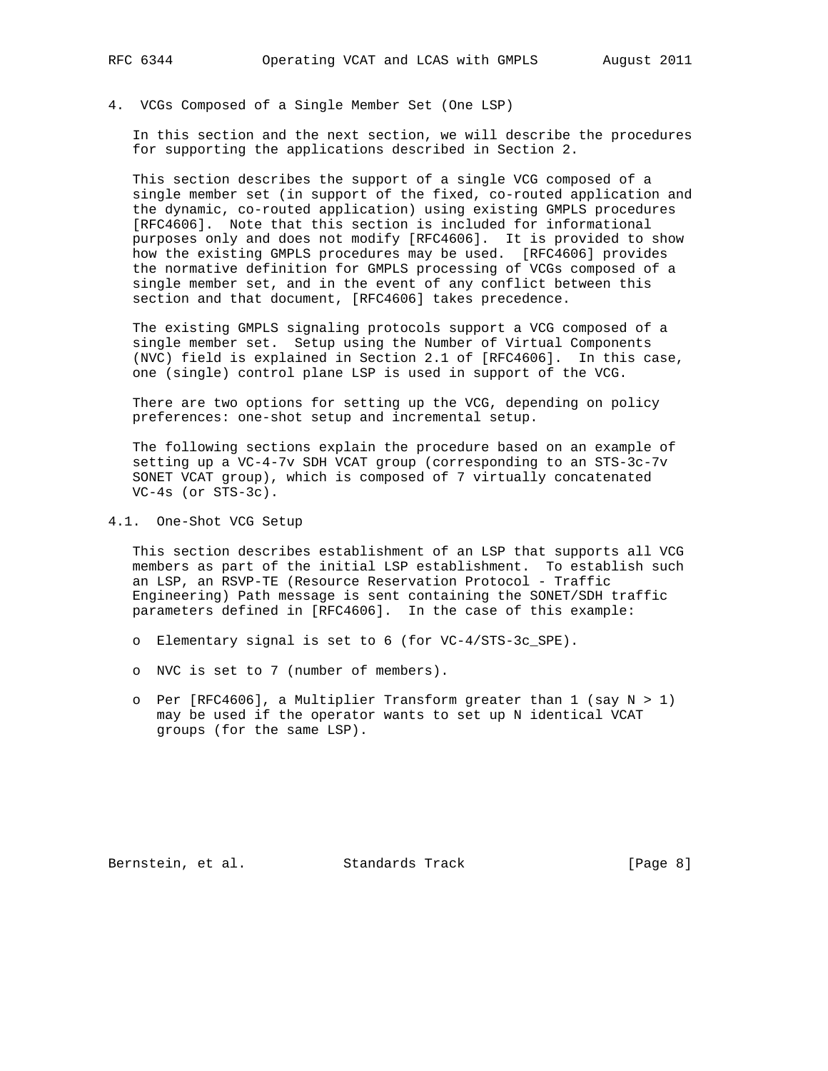## 4. VCGs Composed of a Single Member Set (One LSP)

In this section and the next section, we will describe the procedures for supporting the applications described in Section 2.

This section describes the support of a single VCG composed of a single member set (in support of the fixed, co-routed application and the dynamic, co-routed application) using existing GMPLS procedures [RFC4606]. Note that this section is included for informational purposes only and does not modify [RFC4606]. It is provided to show how the existing GMPLS procedures may be used. [RFC4606] provides the normative definition for GMPLS processing of VCGs composed of a single member set, and in the event of any conflict between this section and that document, [RFC4606] takes precedence.

The existing GMPLS signaling protocols support a VCG composed of a single member set. Setup using the Number of Virtual Components (NVC) field is explained in Section 2.1 of [RFC4606]. In this case, one (single) control plane LSP is used in support of the VCG.

There are two options for setting up the VCG, depending on policy preferences: one-shot setup and incremental setup.

The following sections explain the procedure based on an example of setting up a VC-4-7v SDH VCAT group (corresponding to an STS-3c-7v SONET VCAT group), which is composed of 7 virtually concatenated VC-4s (or STS-3c).

### 4.1. One-Shot VCG Setup

This section describes establishment of an LSP that supports all VCG members as part of the initial LSP establishment. To establish such an LSP, an RSVP-TE (Resource Reservation Protocol - Traffic Engineering) Path message is sent containing the SONET/SDH traffic parameters defined in [RFC4606]. In the case of this example:

- Elementary signal is set to 6 (for VC-4/STS-3c_SPE).
- NVC is set to 7 (number of members).
- Per [RFC4606], a Multiplier Transform greater than 1 (say N > 1) may be used if the operator wants to set up N identical VCAT groups (for the same LSP).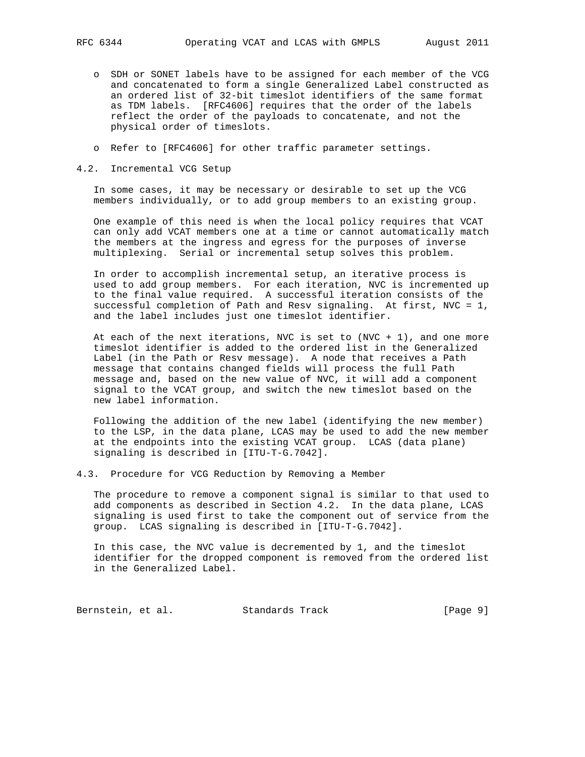- SDH or SONET labels have to be assigned for each member of the VCG and concatenated to form a single Generalized Label constructed as an ordered list of 32-bit timeslot identifiers of the same format as TDM labels. [RFC4606] requires that the order of the labels reflect the order of the payloads to concatenate, and not the physical order of timeslots.

- Refer to [RFC4606] for other traffic parameter settings.

## 4.2. Incremental VCG Setup

In some cases, it may be necessary or desirable to set up the VCG members individually, or to add group members to an existing group.

One example of this need is when the local policy requires that VCAT can only add VCAT members one at a time or cannot automatically match the members at the ingress and egress for the purposes of inverse multiplexing. Serial or incremental setup solves this problem.

In order to accomplish incremental setup, an iterative process is used to add group members. For each iteration, NVC is incremented up to the final value required. A successful iteration consists of the successful completion of Path and Resv signaling. At first, NVC = 1, and the label includes just one timeslot identifier.

At each of the next iterations, NVC is set to (NVC + 1), and one more timeslot identifier is added to the ordered list in the Generalized Label (in the Path or Resv message). A node that receives a Path message that contains changed fields will process the full Path message and, based on the new value of NVC, it will add a component signal to the VCAT group, and switch the new timeslot based on the new label information.

Following the addition of the new label (identifying the new member) to the LSP, in the data plane, LCAS may be used to add the new member at the endpoints into the existing VCAT group. LCAS (data plane) signaling is described in [ITU-T-G.7042].

## 4.3. Procedure for VCG Reduction by Removing a Member

The procedure to remove a component signal is similar to that used to add components as described in Section 4.2. In the data plane, LCAS signaling is used first to take the component out of service from the group. LCAS signaling is described in [ITU-T-G.7042].

In this case, the NVC value is decremented by 1, and the timeslot identifier for the dropped component is removed from the ordered list in the Generalized Label.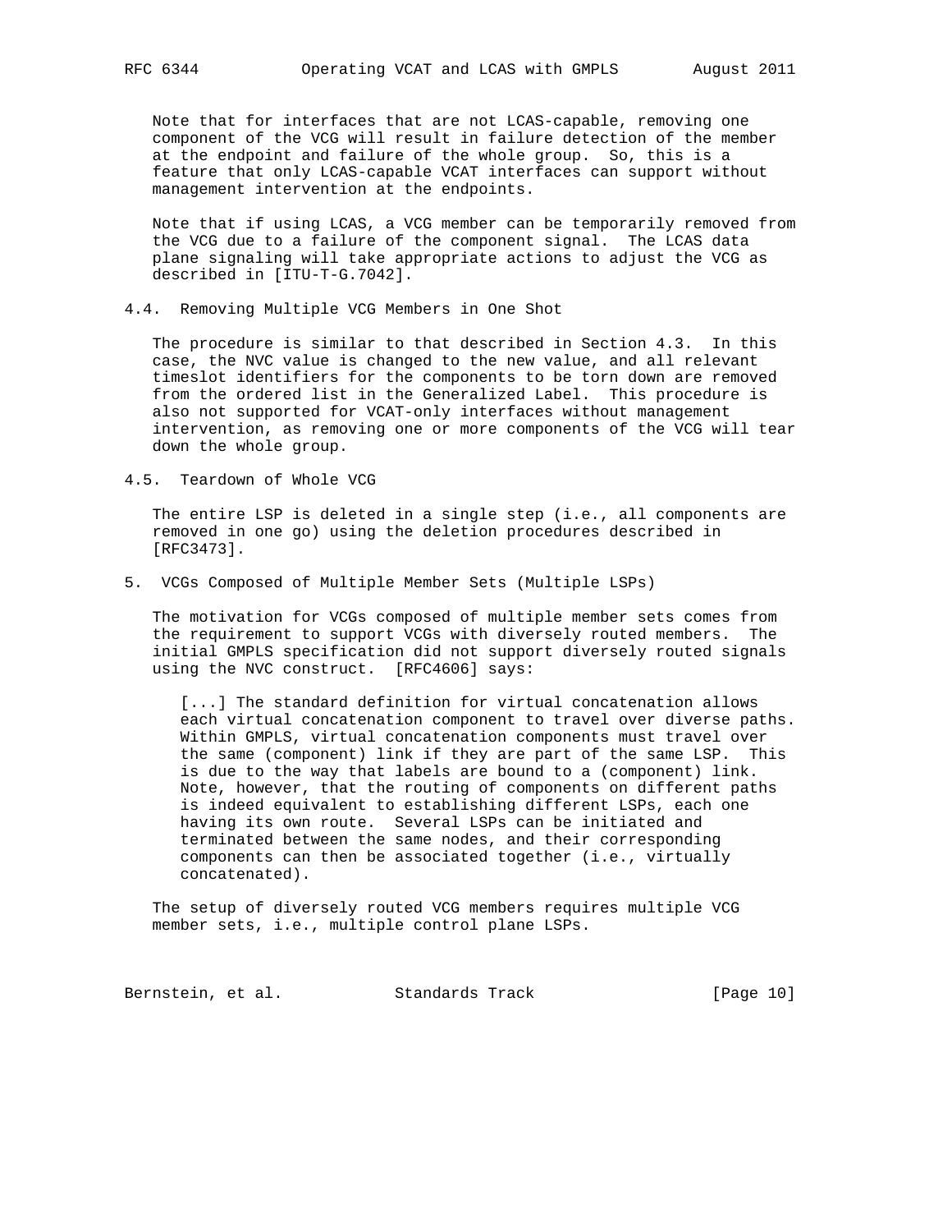Note that for interfaces that are not LCAS-capable, removing one component of the VCG will result in failure detection of the member at the endpoint and failure of the whole group. So, this is a feature that only LCAS-capable VCAT interfaces can support without management intervention at the endpoints.

Note that if using LCAS, a VCG member can be temporarily removed from the VCG due to a failure of the component signal. The LCAS data plane signaling will take appropriate actions to adjust the VCG as described in [ITU-T-G.7042].

### 4.4. Removing Multiple VCG Members in One Shot

The procedure is similar to that described in Section 4.3. In this case, the NVC value is changed to the new value, and all relevant timeslot identifiers for the components to be torn down are removed from the ordered list in the Generalized Label. This procedure is also not supported for VCAT-only interfaces without management intervention, as removing one or more components of the VCG will tear down the whole group.

### 4.5. Teardown of Whole VCG

The entire LSP is deleted in a single step (i.e., all components are removed in one go) using the deletion procedures described in [RFC3473].

## 5. VCGs Composed of Multiple Member Sets (Multiple LSPs)

The motivation for VCGs composed of multiple member sets comes from the requirement to support VCGs with diversely routed members. The initial GMPLS specification did not support diversely routed signals using the NVC construct. [RFC4606] says:

> [...] The standard definition for virtual concatenation allows each virtual concatenation component to travel over diverse paths. Within GMPLS, virtual concatenation components must travel over the same (component) link if they are part of the same LSP. This is due to the way that labels are bound to a (component) link. Note, however, that the routing of components on different paths is indeed equivalent to establishing different LSPs, each one having its own route. Several LSPs can be initiated and terminated between the same nodes, and their corresponding components can then be associated together (i.e., virtually concatenated).

The setup of diversely routed VCG members requires multiple VCG member sets, i.e., multiple control plane LSPs.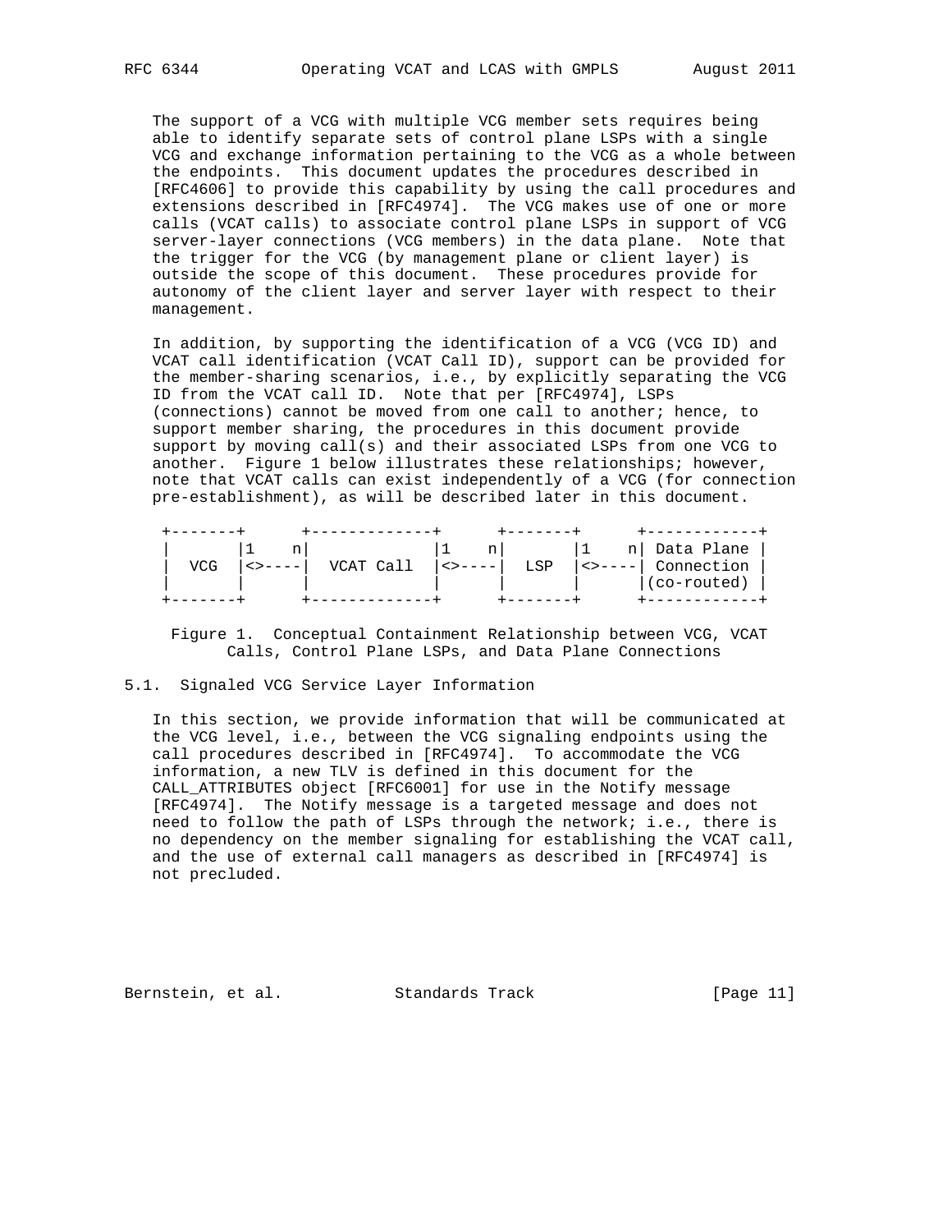The support of a VCG with multiple VCG member sets requires being able to identify separate sets of control plane LSPs with a single VCG and exchange information pertaining to the VCG as a whole between the endpoints. This document updates the procedures described in [RFC4606] to provide this capability by using the call procedures and extensions described in [RFC4974]. The VCG makes use of one or more calls (VCAT calls) to associate control plane LSPs in support of VCG server-layer connections (VCG members) in the data plane. Note that the trigger for the VCG (by management plane or client layer) is outside the scope of this document. These procedures provide for autonomy of the client layer and server layer with respect to their management.

In addition, by supporting the identification of a VCG (VCG ID) and VCAT call identification (VCAT Call ID), support can be provided for the member-sharing scenarios, i.e., by explicitly separating the VCG ID from the VCAT call ID. Note that per [RFC4974], LSPs (connections) cannot be moved from one call to another; hence, to support member sharing, the procedures in this document provide support by moving call(s) and their associated LSPs from one VCG to another. Figure 1 below illustrates these relationships; however, note that VCAT calls can exist independently of a VCG (for connection pre-establishment), as will be described later in this document.

```
 +-------+      +-------------+      +-------+      +------------+
 |       |1    n|             |1    n|       |1    n| Data Plane |
 |  VCG  |<>----|  VCAT Call  |<>----|  LSP  |<>----| Connection |
 |       |      |             |      |       |      |(co-routed) |
 +-------+      +-------------+      +-------+      +------------+
```

Figure 1. Conceptual Containment Relationship between VCG, VCAT Calls, Control Plane LSPs, and Data Plane Connections

## 5.1. Signaled VCG Service Layer Information

In this section, we provide information that will be communicated at the VCG level, i.e., between the VCG signaling endpoints using the call procedures described in [RFC4974]. To accommodate the VCG information, a new TLV is defined in this document for the CALL_ATTRIBUTES object [RFC6001] for use in the Notify message [RFC4974]. The Notify message is a targeted message and does not need to follow the path of LSPs through the network; i.e., there is no dependency on the member signaling for establishing the VCAT call, and the use of external call managers as described in [RFC4974] is not precluded.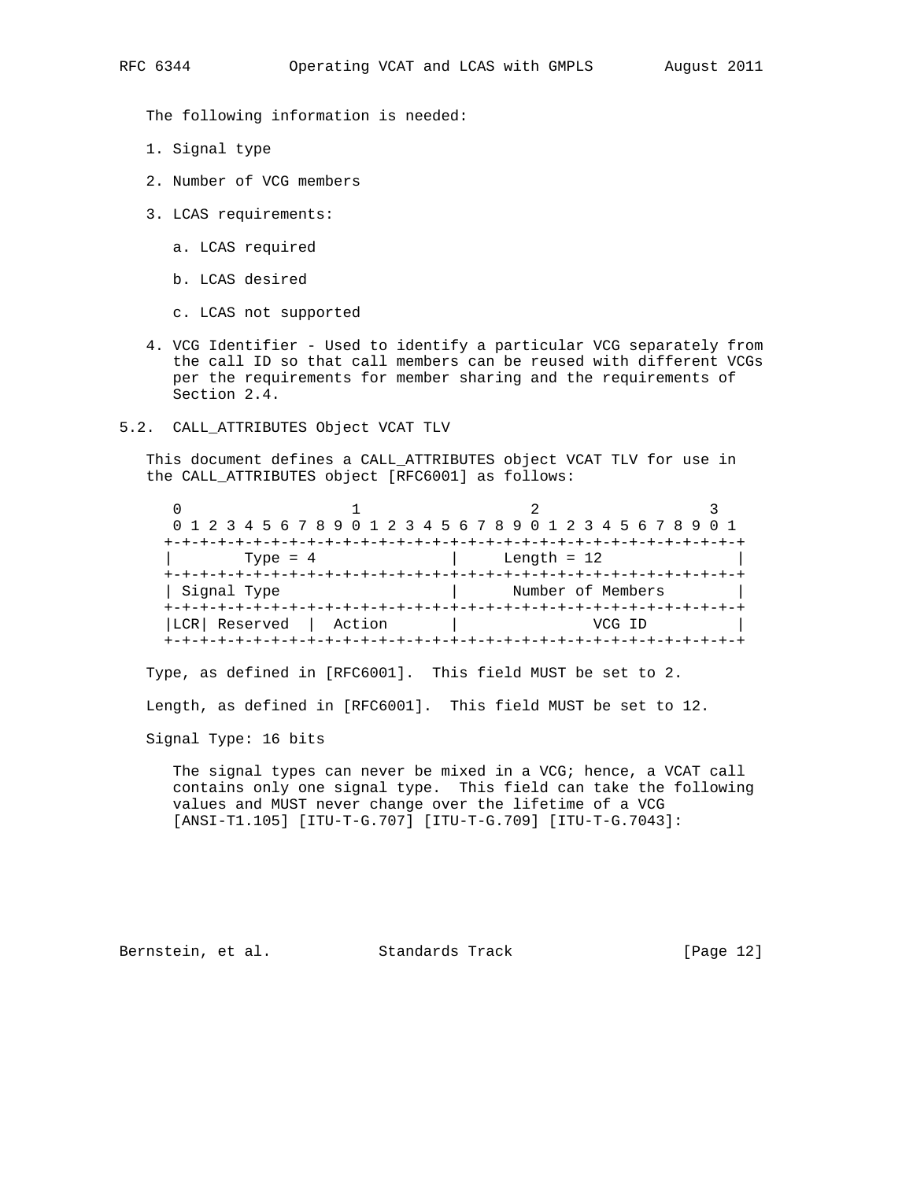The following information is needed:

1. Signal type

2. Number of VCG members

3. LCAS requirements:

   a. LCAS required

   b. LCAS desired

   c. LCAS not supported

4. VCG Identifier - Used to identify a particular VCG separately from the call ID so that call members can be reused with different VCGs per the requirements for member sharing and the requirements of Section 2.4.

## 5.2. CALL_ATTRIBUTES Object VCAT TLV

This document defines a CALL_ATTRIBUTES object VCAT TLV for use in the CALL_ATTRIBUTES object [RFC6001] as follows:

```
 0                   1                   2                   3
 0 1 2 3 4 5 6 7 8 9 0 1 2 3 4 5 6 7 8 9 0 1 2 3 4 5 6 7 8 9 0 1
+-+-+-+-+-+-+-+-+-+-+-+-+-+-+-+-+-+-+-+-+-+-+-+-+-+-+-+-+-+-+-+-+
|        Type = 4               |     Length = 12               |
+-+-+-+-+-+-+-+-+-+-+-+-+-+-+-+-+-+-+-+-+-+-+-+-+-+-+-+-+-+-+-+-+
| Signal Type                   |      Number of Members        |
+-+-+-+-+-+-+-+-+-+-+-+-+-+-+-+-+-+-+-+-+-+-+-+-+-+-+-+-+-+-+-+-+
|LCR| Reserved  |  Action       |              VCG ID           |
+-+-+-+-+-+-+-+-+-+-+-+-+-+-+-+-+-+-+-+-+-+-+-+-+-+-+-+-+-+-+-+-+
```

Type, as defined in [RFC6001]. This field MUST be set to 2.

Length, as defined in [RFC6001]. This field MUST be set to 12.

Signal Type: 16 bits

The signal types can never be mixed in a VCG; hence, a VCAT call contains only one signal type. This field can take the following values and MUST never change over the lifetime of a VCG [ANSI-T1.105] [ITU-T-G.707] [ITU-T-G.709] [ITU-T-G.7043]: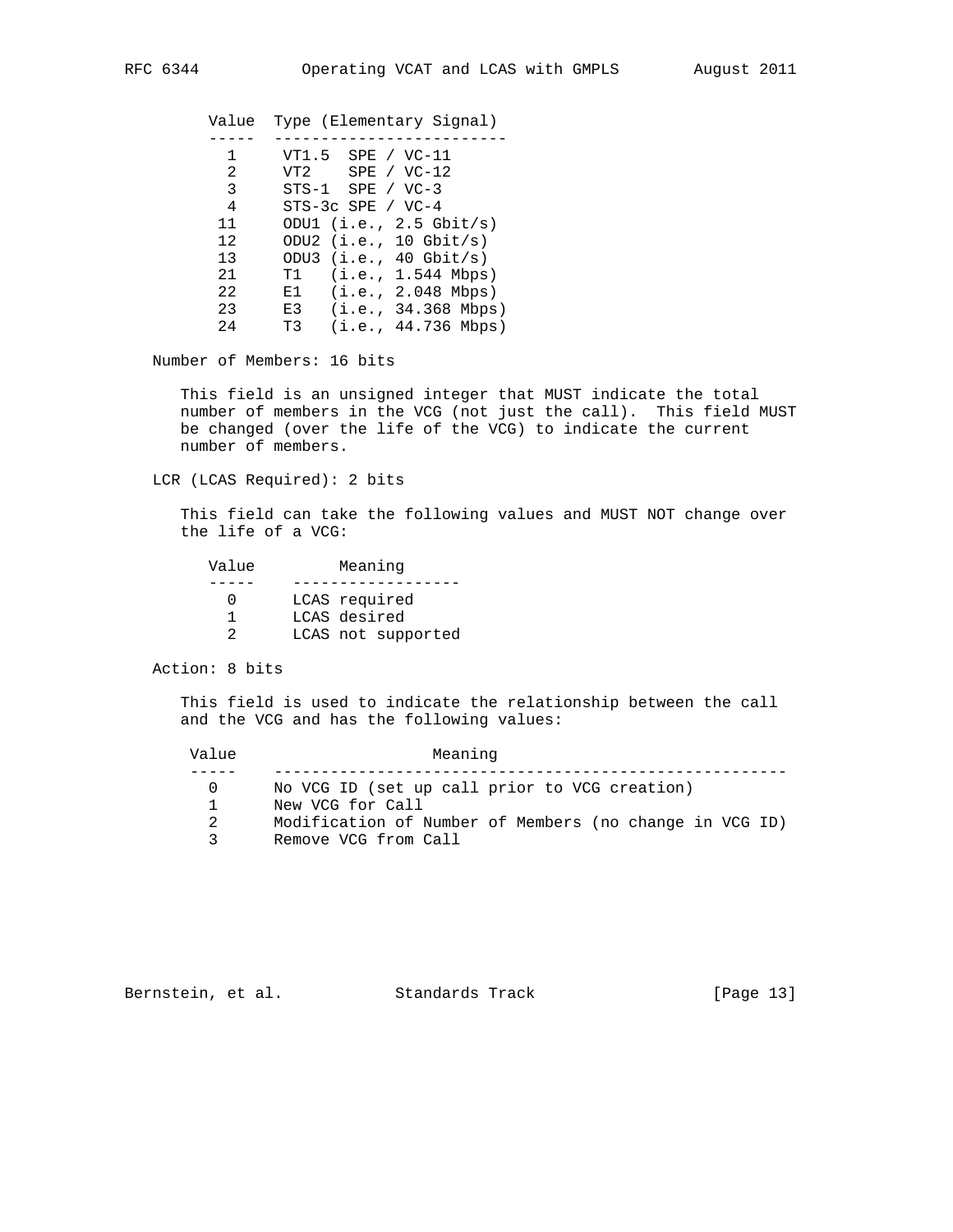| Value | Type (Elementary Signal) |
| --- | --- |
| 1 | VT1.5 SPE / VC-11 |
| 2 | VT2 SPE / VC-12 |
| 3 | STS-1 SPE / VC-3 |
| 4 | STS-3c SPE / VC-4 |
| 11 | ODU1 (i.e., 2.5 Gbit/s) |
| 12 | ODU2 (i.e., 10 Gbit/s) |
| 13 | ODU3 (i.e., 40 Gbit/s) |
| 21 | T1 (i.e., 1.544 Mbps) |
| 22 | E1 (i.e., 2.048 Mbps) |
| 23 | E3 (i.e., 34.368 Mbps) |
| 24 | T3 (i.e., 44.736 Mbps) |

Number of Members: 16 bits

This field is an unsigned integer that MUST indicate the total number of members in the VCG (not just the call). This field MUST be changed (over the life of the VCG) to indicate the current number of members.

LCR (LCAS Required): 2 bits

This field can take the following values and MUST NOT change over the life of a VCG:

| Value | Meaning |
| --- | --- |
| 0 | LCAS required |
| 1 | LCAS desired |
| 2 | LCAS not supported |

Action: 8 bits

This field is used to indicate the relationship between the call and the VCG and has the following values:

| Value | Meaning |
| --- | --- |
| 0 | No VCG ID (set up call prior to VCG creation) |
| 1 | New VCG for Call |
| 2 | Modification of Number of Members (no change in VCG ID) |
| 3 | Remove VCG from Call |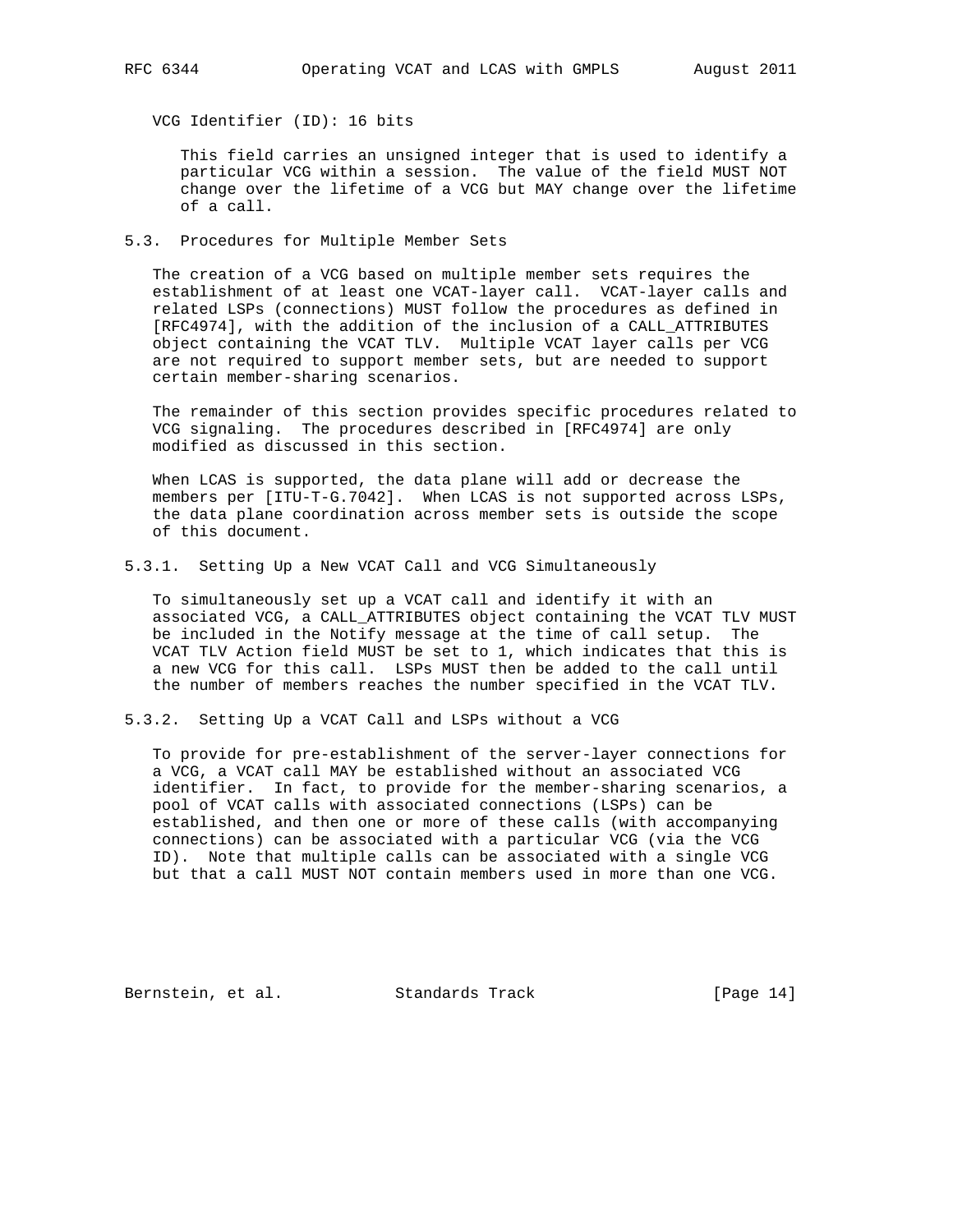VCG Identifier (ID): 16 bits

This field carries an unsigned integer that is used to identify a particular VCG within a session. The value of the field MUST NOT change over the lifetime of a VCG but MAY change over the lifetime of a call.

### 5.3. Procedures for Multiple Member Sets

The creation of a VCG based on multiple member sets requires the establishment of at least one VCAT-layer call. VCAT-layer calls and related LSPs (connections) MUST follow the procedures as defined in [RFC4974], with the addition of the inclusion of a CALL_ATTRIBUTES object containing the VCAT TLV. Multiple VCAT layer calls per VCG are not required to support member sets, but are needed to support certain member-sharing scenarios.

The remainder of this section provides specific procedures related to VCG signaling. The procedures described in [RFC4974] are only modified as discussed in this section.

When LCAS is supported, the data plane will add or decrease the members per [ITU-T-G.7042]. When LCAS is not supported across LSPs, the data plane coordination across member sets is outside the scope of this document.

#### 5.3.1. Setting Up a New VCAT Call and VCG Simultaneously

To simultaneously set up a VCAT call and identify it with an associated VCG, a CALL_ATTRIBUTES object containing the VCAT TLV MUST be included in the Notify message at the time of call setup. The VCAT TLV Action field MUST be set to 1, which indicates that this is a new VCG for this call. LSPs MUST then be added to the call until the number of members reaches the number specified in the VCAT TLV.

#### 5.3.2. Setting Up a VCAT Call and LSPs without a VCG

To provide for pre-establishment of the server-layer connections for a VCG, a VCAT call MAY be established without an associated VCG identifier. In fact, to provide for the member-sharing scenarios, a pool of VCAT calls with associated connections (LSPs) can be established, and then one or more of these calls (with accompanying connections) can be associated with a particular VCG (via the VCG ID). Note that multiple calls can be associated with a single VCG but that a call MUST NOT contain members used in more than one VCG.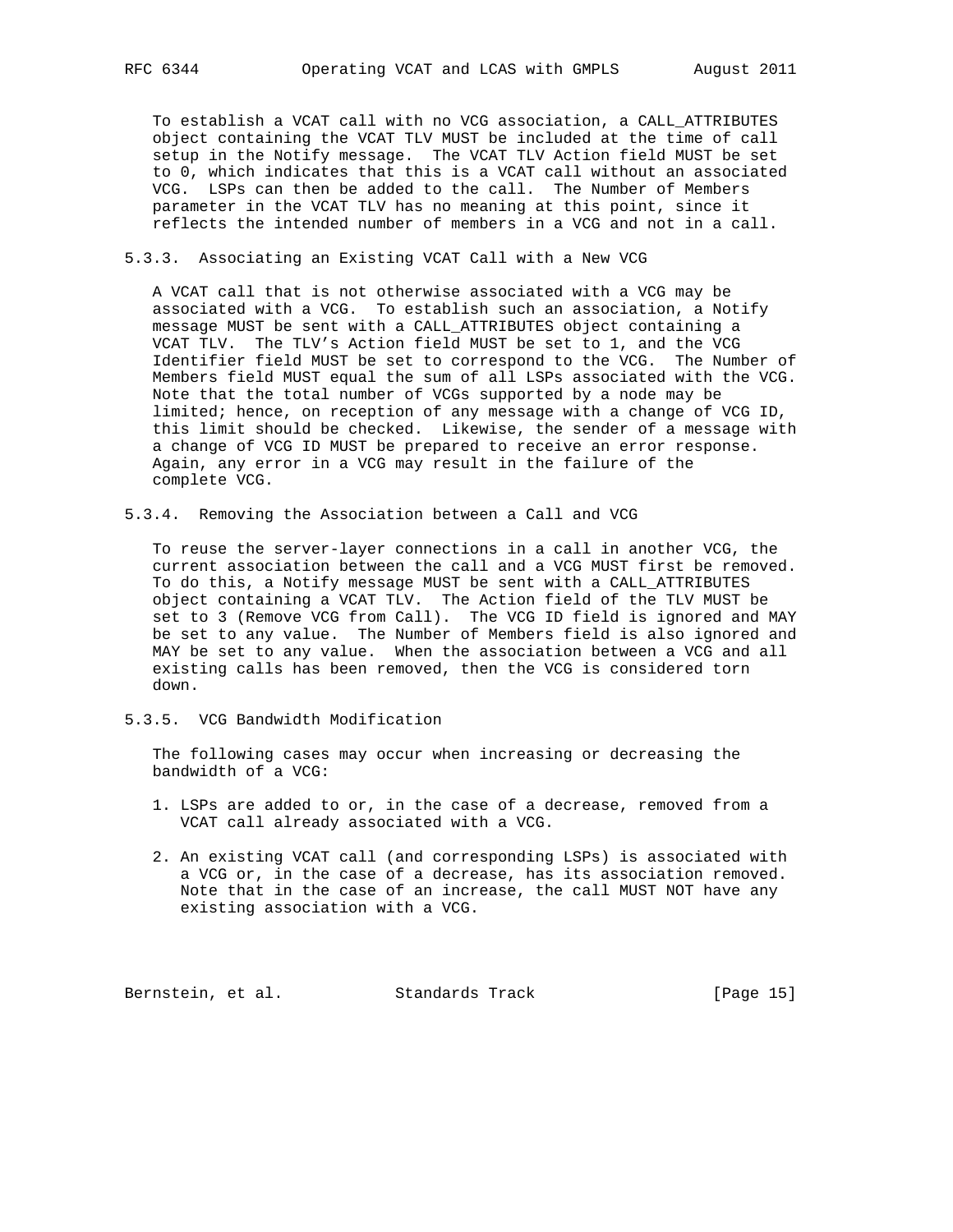To establish a VCAT call with no VCG association, a CALL_ATTRIBUTES object containing the VCAT TLV MUST be included at the time of call setup in the Notify message. The VCAT TLV Action field MUST be set to 0, which indicates that this is a VCAT call without an associated VCG. LSPs can then be added to the call. The Number of Members parameter in the VCAT TLV has no meaning at this point, since it reflects the intended number of members in a VCG and not in a call.

### 5.3.3. Associating an Existing VCAT Call with a New VCG

A VCAT call that is not otherwise associated with a VCG may be associated with a VCG. To establish such an association, a Notify message MUST be sent with a CALL_ATTRIBUTES object containing a VCAT TLV. The TLV's Action field MUST be set to 1, and the VCG Identifier field MUST be set to correspond to the VCG. The Number of Members field MUST equal the sum of all LSPs associated with the VCG. Note that the total number of VCGs supported by a node may be limited; hence, on reception of any message with a change of VCG ID, this limit should be checked. Likewise, the sender of a message with a change of VCG ID MUST be prepared to receive an error response. Again, any error in a VCG may result in the failure of the complete VCG.

### 5.3.4. Removing the Association between a Call and VCG

To reuse the server-layer connections in a call in another VCG, the current association between the call and a VCG MUST first be removed. To do this, a Notify message MUST be sent with a CALL_ATTRIBUTES object containing a VCAT TLV. The Action field of the TLV MUST be set to 3 (Remove VCG from Call). The VCG ID field is ignored and MAY be set to any value. The Number of Members field is also ignored and MAY be set to any value. When the association between a VCG and all existing calls has been removed, then the VCG is considered torn down.

### 5.3.5. VCG Bandwidth Modification

The following cases may occur when increasing or decreasing the bandwidth of a VCG:

1. LSPs are added to or, in the case of a decrease, removed from a VCAT call already associated with a VCG.

2. An existing VCAT call (and corresponding LSPs) is associated with a VCG or, in the case of a decrease, has its association removed. Note that in the case of an increase, the call MUST NOT have any existing association with a VCG.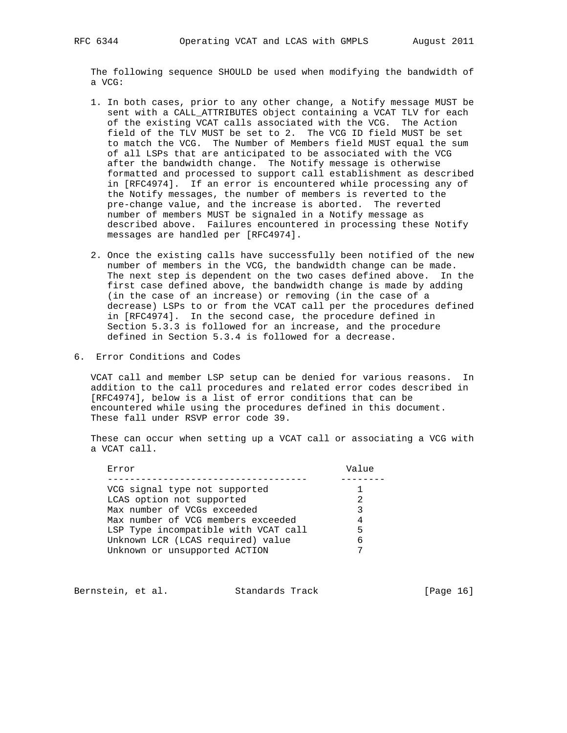The following sequence SHOULD be used when modifying the bandwidth of a VCG:

1. In both cases, prior to any other change, a Notify message MUST be sent with a CALL_ATTRIBUTES object containing a VCAT TLV for each of the existing VCAT calls associated with the VCG. The Action field of the TLV MUST be set to 2. The VCG ID field MUST be set to match the VCG. The Number of Members field MUST equal the sum of all LSPs that are anticipated to be associated with the VCG after the bandwidth change. The Notify message is otherwise formatted and processed to support call establishment as described in [RFC4974]. If an error is encountered while processing any of the Notify messages, the number of members is reverted to the pre-change value, and the increase is aborted. The reverted number of members MUST be signaled in a Notify message as described above. Failures encountered in processing these Notify messages are handled per [RFC4974].

2. Once the existing calls have successfully been notified of the new number of members in the VCG, the bandwidth change can be made. The next step is dependent on the two cases defined above. In the first case defined above, the bandwidth change is made by adding (in the case of an increase) or removing (in the case of a decrease) LSPs to or from the VCAT call per the procedures defined in [RFC4974]. In the second case, the procedure defined in Section 5.3.3 is followed for an increase, and the procedure defined in Section 5.3.4 is followed for a decrease.

## 6. Error Conditions and Codes

VCAT call and member LSP setup can be denied for various reasons. In addition to the call procedures and related error codes described in [RFC4974], below is a list of error conditions that can be encountered while using the procedures defined in this document. These fall under RSVP error code 39.

These can occur when setting up a VCAT call or associating a VCG with a VCAT call.

| Error | Value |
|---|---|
| VCG signal type not supported | 1 |
| LCAS option not supported | 2 |
| Max number of VCGs exceeded | 3 |
| Max number of VCG members exceeded | 4 |
| LSP Type incompatible with VCAT call | 5 |
| Unknown LCR (LCAS required) value | 6 |
| Unknown or unsupported ACTION | 7 |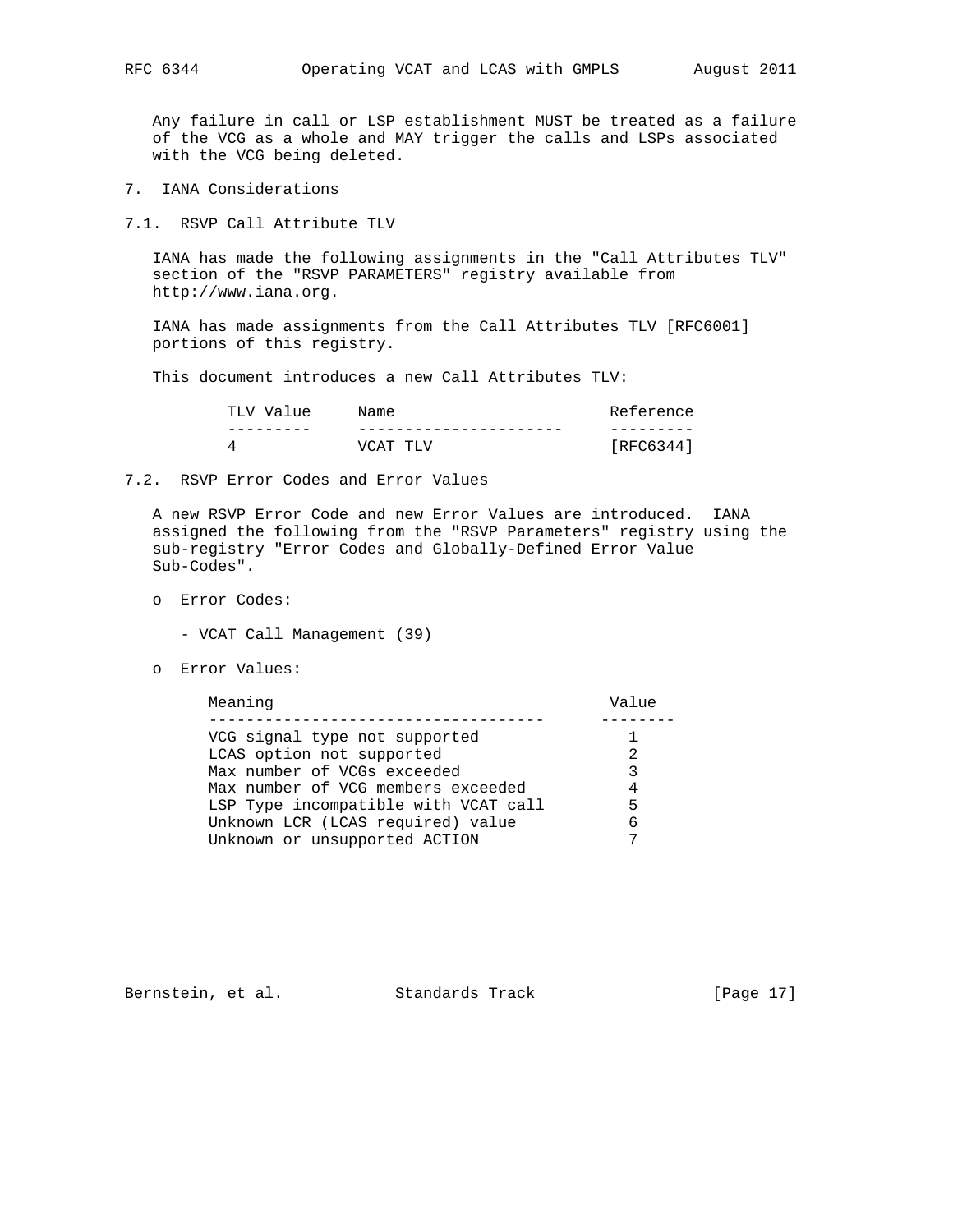Any failure in call or LSP establishment MUST be treated as a failure of the VCG as a whole and MAY trigger the calls and LSPs associated with the VCG being deleted.

## 7. IANA Considerations

### 7.1. RSVP Call Attribute TLV

IANA has made the following assignments in the "Call Attributes TLV" section of the "RSVP PARAMETERS" registry available from http://www.iana.org.

IANA has made assignments from the Call Attributes TLV [RFC6001] portions of this registry.

This document introduces a new Call Attributes TLV:

| TLV Value | Name | Reference |
|---|---|---|
| 4 | VCAT TLV | [RFC6344] |

### 7.2. RSVP Error Codes and Error Values

A new RSVP Error Code and new Error Values are introduced. IANA assigned the following from the "RSVP Parameters" registry using the sub-registry "Error Codes and Globally-Defined Error Value Sub-Codes".

- Error Codes:
  - VCAT Call Management (39)
- Error Values:

| Meaning | Value |
|---|---|
| VCG signal type not supported | 1 |
| LCAS option not supported | 2 |
| Max number of VCGs exceeded | 3 |
| Max number of VCG members exceeded | 4 |
| LSP Type incompatible with VCAT call | 5 |
| Unknown LCR (LCAS required) value | 6 |
| Unknown or unsupported ACTION | 7 |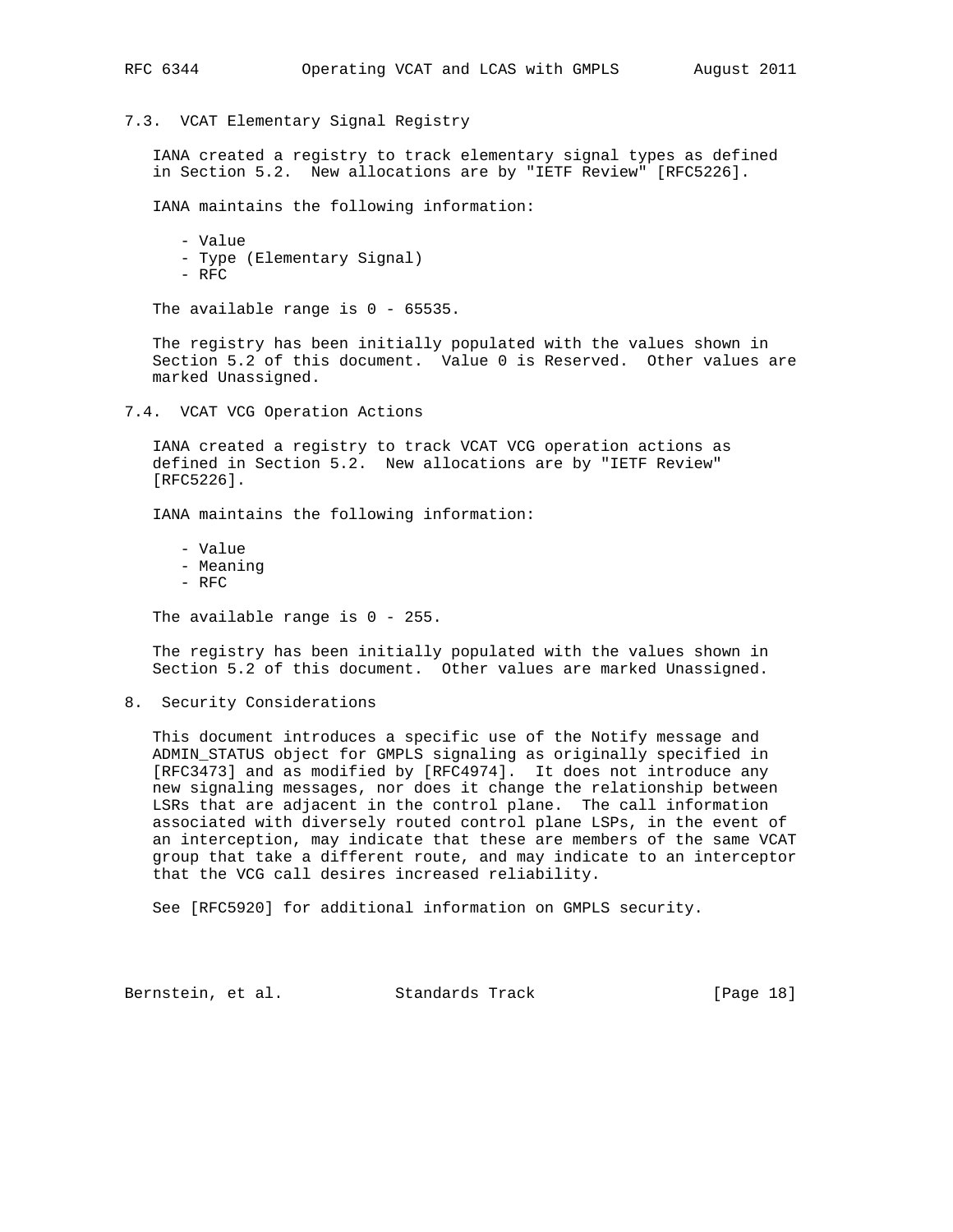### 7.3. VCAT Elementary Signal Registry

IANA created a registry to track elementary signal types as defined in Section 5.2. New allocations are by "IETF Review" [RFC5226].

IANA maintains the following information:

- Value
- Type (Elementary Signal)
- RFC

The available range is 0 - 65535.

The registry has been initially populated with the values shown in Section 5.2 of this document. Value 0 is Reserved. Other values are marked Unassigned.

### 7.4. VCAT VCG Operation Actions

IANA created a registry to track VCAT VCG operation actions as defined in Section 5.2. New allocations are by "IETF Review" [RFC5226].

IANA maintains the following information:

- Value
- Meaning
- RFC

The available range is 0 - 255.

The registry has been initially populated with the values shown in Section 5.2 of this document. Other values are marked Unassigned.

## 8. Security Considerations

This document introduces a specific use of the Notify message and ADMIN_STATUS object for GMPLS signaling as originally specified in [RFC3473] and as modified by [RFC4974]. It does not introduce any new signaling messages, nor does it change the relationship between LSRs that are adjacent in the control plane. The call information associated with diversely routed control plane LSPs, in the event of an interception, may indicate that these are members of the same VCAT group that take a different route, and may indicate to an interceptor that the VCG call desires increased reliability.

See [RFC5920] for additional information on GMPLS security.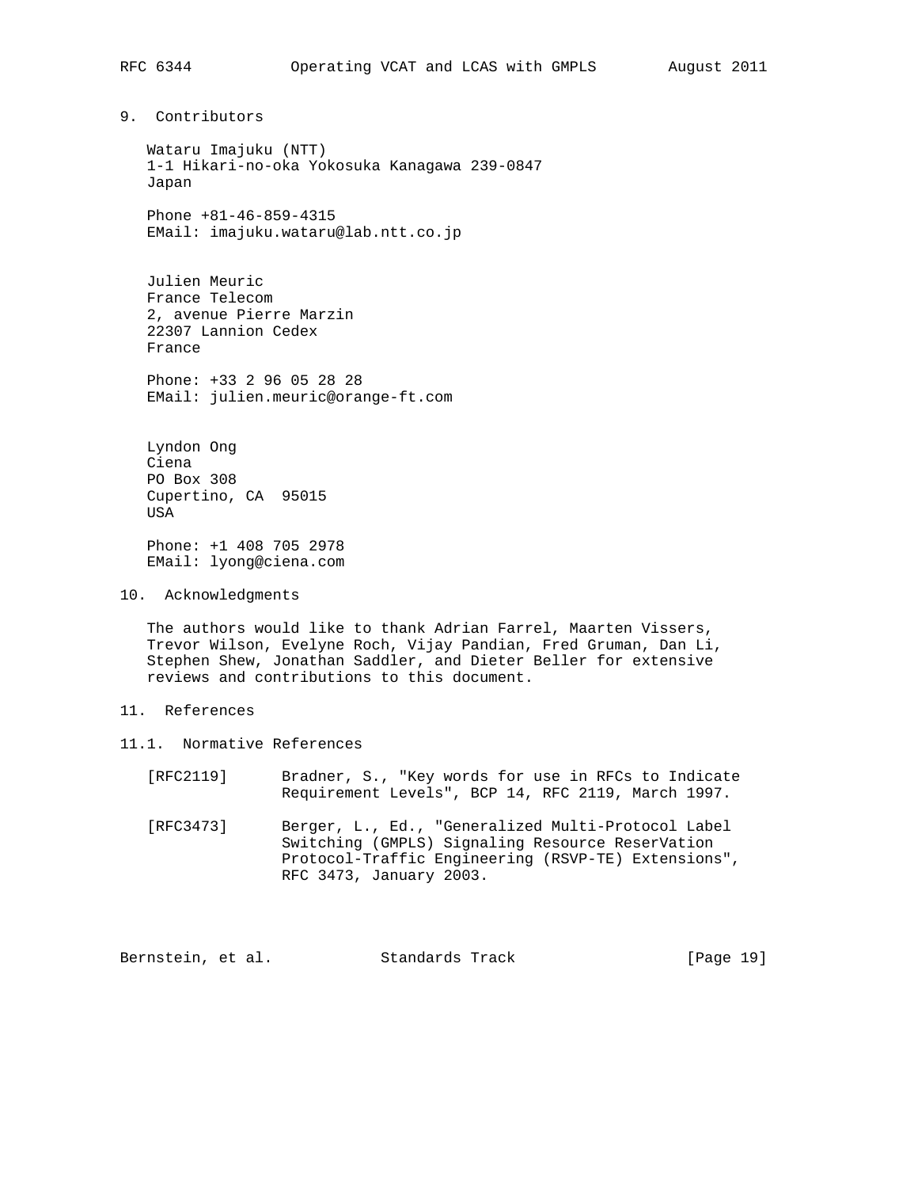## 9. Contributors

Wataru Imajuku (NTT)
1-1 Hikari-no-oka Yokosuka Kanagawa 239-0847
Japan

Phone +81-46-859-4315
EMail: imajuku.wataru@lab.ntt.co.jp

Julien Meuric
France Telecom
2, avenue Pierre Marzin
22307 Lannion Cedex
France

Phone: +33 2 96 05 28 28
EMail: julien.meuric@orange-ft.com

Lyndon Ong
Ciena
PO Box 308
Cupertino, CA 95015
USA

Phone: +1 408 705 2978
EMail: lyong@ciena.com

## 10. Acknowledgments

The authors would like to thank Adrian Farrel, Maarten Vissers, Trevor Wilson, Evelyne Roch, Vijay Pandian, Fred Gruman, Dan Li, Stephen Shew, Jonathan Saddler, and Dieter Beller for extensive reviews and contributions to this document.

## 11. References

### 11.1. Normative References

[RFC2119] Bradner, S., "Key words for use in RFCs to Indicate Requirement Levels", BCP 14, RFC 2119, March 1997.

[RFC3473] Berger, L., Ed., "Generalized Multi-Protocol Label Switching (GMPLS) Signaling Resource ReserVation Protocol-Traffic Engineering (RSVP-TE) Extensions", RFC 3473, January 2003.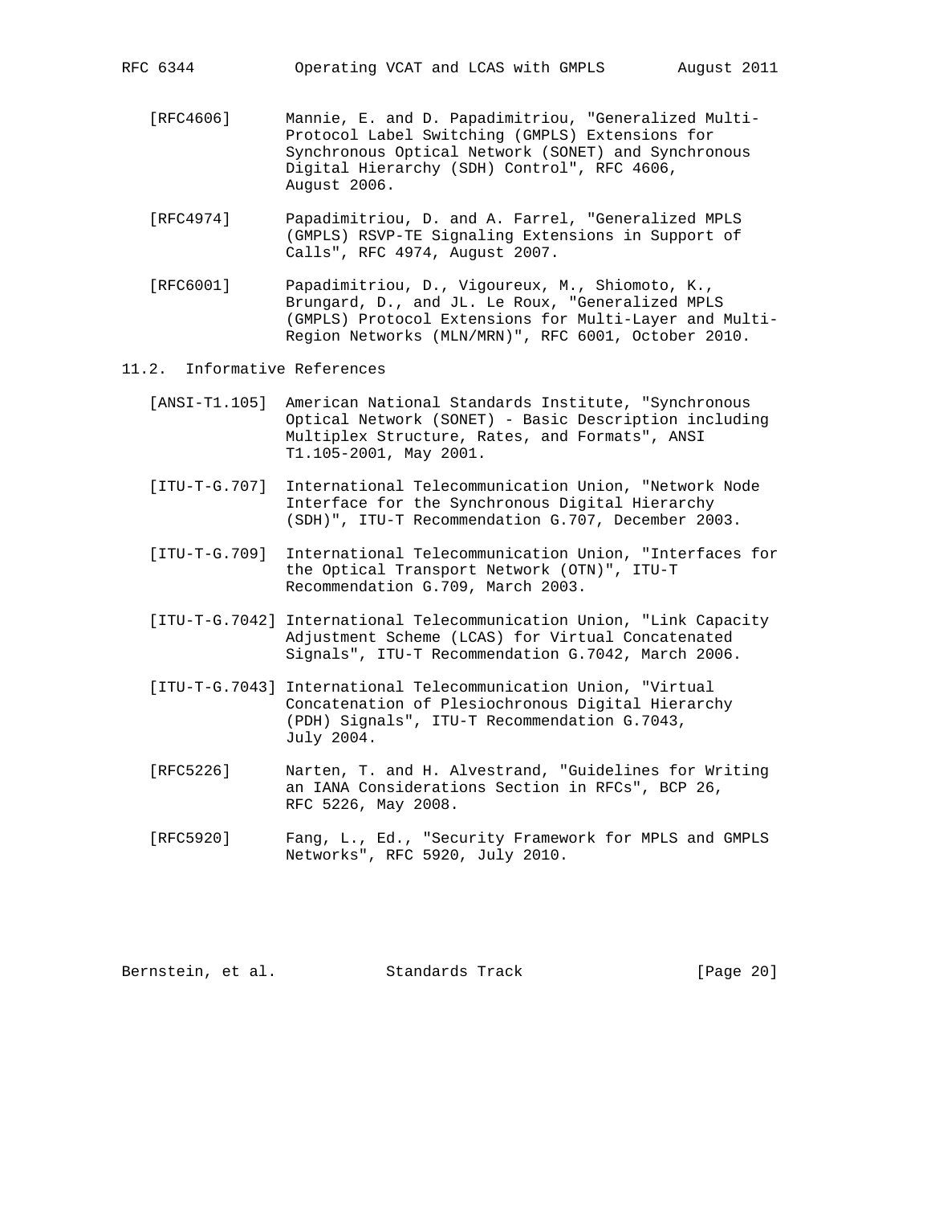[RFC4606] Mannie, E. and D. Papadimitriou, "Generalized Multi-Protocol Label Switching (GMPLS) Extensions for Synchronous Optical Network (SONET) and Synchronous Digital Hierarchy (SDH) Control", RFC 4606, August 2006.

[RFC4974] Papadimitriou, D. and A. Farrel, "Generalized MPLS (GMPLS) RSVP-TE Signaling Extensions in Support of Calls", RFC 4974, August 2007.

[RFC6001] Papadimitriou, D., Vigoureux, M., Shiomoto, K., Brungard, D., and JL. Le Roux, "Generalized MPLS (GMPLS) Protocol Extensions for Multi-Layer and Multi-Region Networks (MLN/MRN)", RFC 6001, October 2010.

## 11.2. Informative References

[ANSI-T1.105] American National Standards Institute, "Synchronous Optical Network (SONET) - Basic Description including Multiplex Structure, Rates, and Formats", ANSI T1.105-2001, May 2001.

[ITU-T-G.707] International Telecommunication Union, "Network Node Interface for the Synchronous Digital Hierarchy (SDH)", ITU-T Recommendation G.707, December 2003.

[ITU-T-G.709] International Telecommunication Union, "Interfaces for the Optical Transport Network (OTN)", ITU-T Recommendation G.709, March 2003.

[ITU-T-G.7042] International Telecommunication Union, "Link Capacity Adjustment Scheme (LCAS) for Virtual Concatenated Signals", ITU-T Recommendation G.7042, March 2006.

[ITU-T-G.7043] International Telecommunication Union, "Virtual Concatenation of Plesiochronous Digital Hierarchy (PDH) Signals", ITU-T Recommendation G.7043, July 2004.

[RFC5226] Narten, T. and H. Alvestrand, "Guidelines for Writing an IANA Considerations Section in RFCs", BCP 26, RFC 5226, May 2008.

[RFC5920] Fang, L., Ed., "Security Framework for MPLS and GMPLS Networks", RFC 5920, July 2010.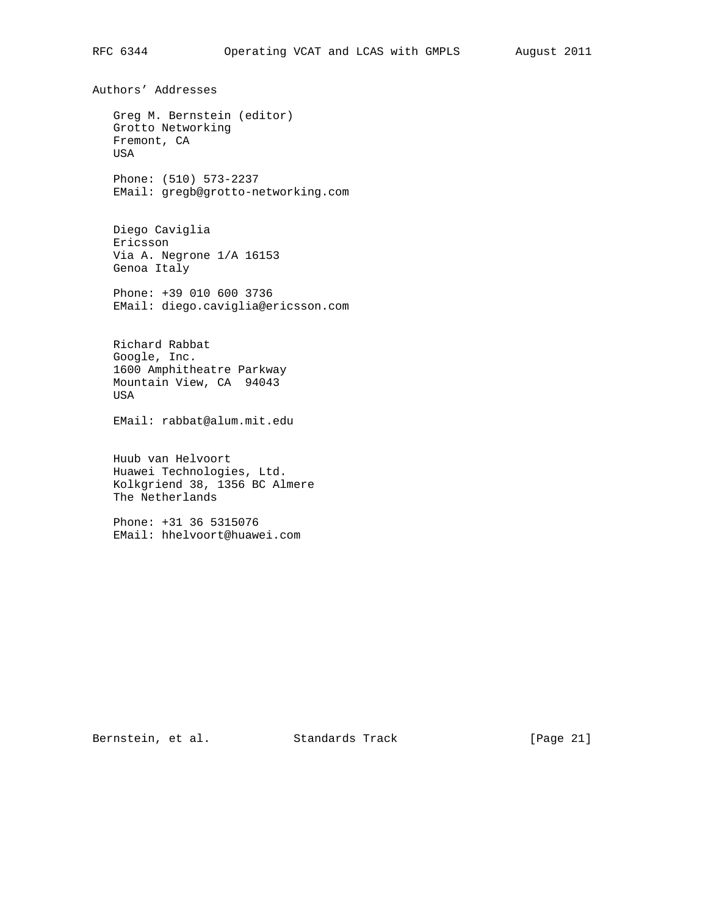## Authors' Addresses

Greg M. Bernstein (editor)
Grotto Networking
Fremont, CA
USA

Phone: (510) 573-2237
EMail: gregb@grotto-networking.com

Diego Caviglia
Ericsson
Via A. Negrone 1/A 16153
Genoa Italy

Phone: +39 010 600 3736
EMail: diego.caviglia@ericsson.com

Richard Rabbat
Google, Inc.
1600 Amphitheatre Parkway
Mountain View, CA 94043
USA

EMail: rabbat@alum.mit.edu

Huub van Helvoort
Huawei Technologies, Ltd.
Kolkgriend 38, 1356 BC Almere
The Netherlands

Phone: +31 36 5315076
EMail: hhelvoort@huawei.com